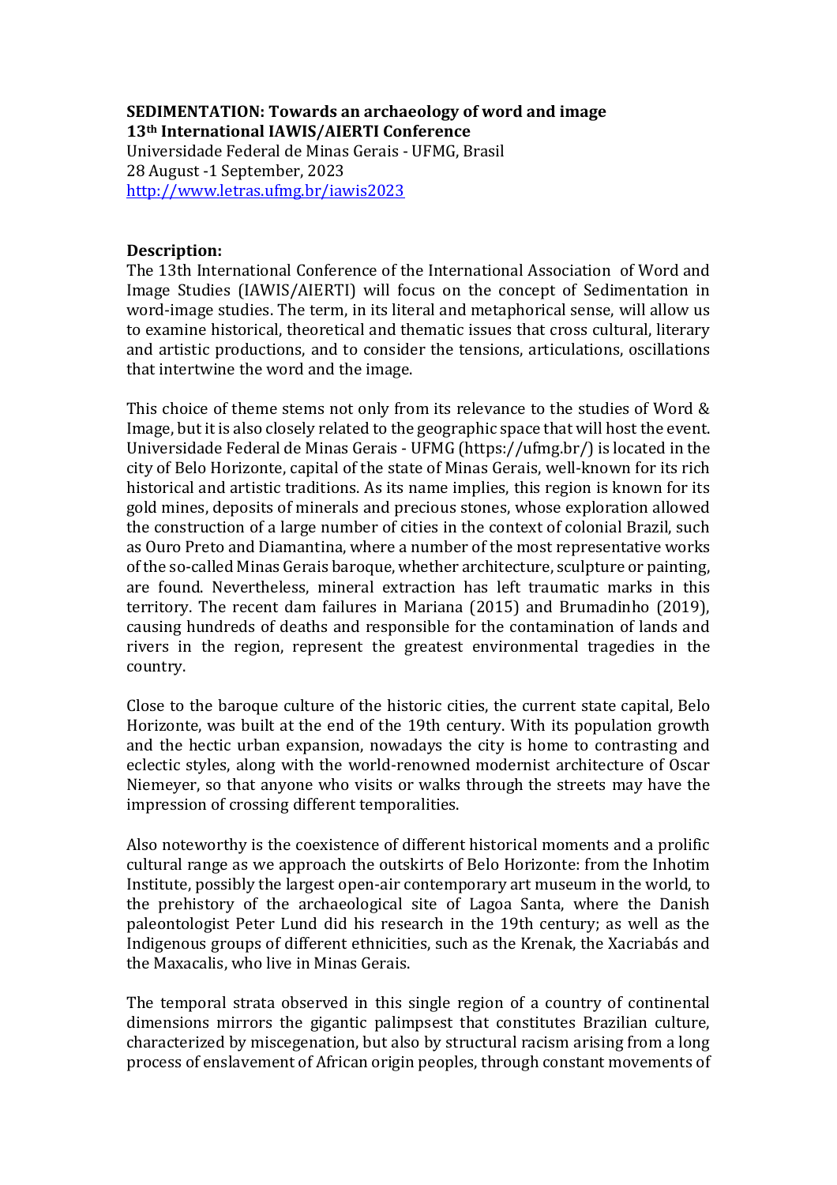**SEDIMENTATION: Towards an archaeology of word and image**
**13th International IAWIS/AIERTI Conference**
Universidade Federal de Minas Gerais - UFMG, Brasil
28 August -1 September, 2023
http://www.letras.ufmg.br/iawis2023

**Description:**

The 13th International Conference of the International Association of Word and Image Studies (IAWIS/AIERTI) will focus on the concept of Sedimentation in word-image studies. The term, in its literal and metaphorical sense, will allow us to examine historical, theoretical and thematic issues that cross cultural, literary and artistic productions, and to consider the tensions, articulations, oscillations that intertwine the word and the image.

This choice of theme stems not only from its relevance to the studies of Word & Image, but it is also closely related to the geographic space that will host the event. Universidade Federal de Minas Gerais - UFMG (https://ufmg.br/) is located in the city of Belo Horizonte, capital of the state of Minas Gerais, well-known for its rich historical and artistic traditions. As its name implies, this region is known for its gold mines, deposits of minerals and precious stones, whose exploration allowed the construction of a large number of cities in the context of colonial Brazil, such as Ouro Preto and Diamantina, where a number of the most representative works of the so-called Minas Gerais baroque, whether architecture, sculpture or painting, are found. Nevertheless, mineral extraction has left traumatic marks in this territory. The recent dam failures in Mariana (2015) and Brumadinho (2019), causing hundreds of deaths and responsible for the contamination of lands and rivers in the region, represent the greatest environmental tragedies in the country.

Close to the baroque culture of the historic cities, the current state capital, Belo Horizonte, was built at the end of the 19th century. With its population growth and the hectic urban expansion, nowadays the city is home to contrasting and eclectic styles, along with the world-renowned modernist architecture of Oscar Niemeyer, so that anyone who visits or walks through the streets may have the impression of crossing different temporalities.

Also noteworthy is the coexistence of different historical moments and a prolific cultural range as we approach the outskirts of Belo Horizonte: from the Inhotim Institute, possibly the largest open-air contemporary art museum in the world, to the prehistory of the archaeological site of Lagoa Santa, where the Danish paleontologist Peter Lund did his research in the 19th century; as well as the Indigenous groups of different ethnicities, such as the Krenak, the Xacriabás and the Maxacalis, who live in Minas Gerais.

The temporal strata observed in this single region of a country of continental dimensions mirrors the gigantic palimpsest that constitutes Brazilian culture, characterized by miscegenation, but also by structural racism arising from a long process of enslavement of African origin peoples, through constant movements of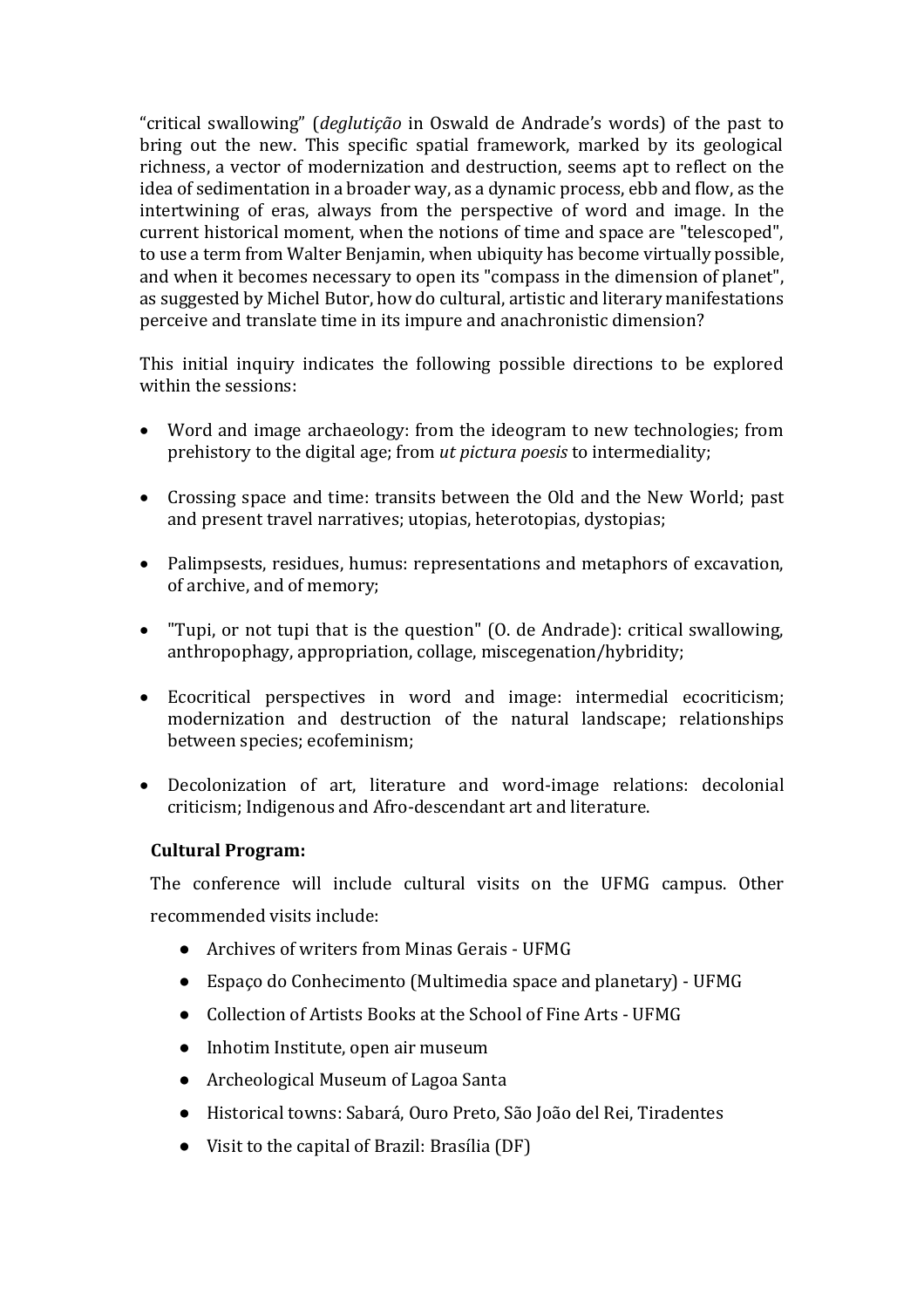“critical swallowing” (*deglutição* in Oswald de Andrade’s words) of the past to bring out the new. This specific spatial framework, marked by its geological richness, a vector of modernization and destruction, seems apt to reflect on the idea of sedimentation in a broader way, as a dynamic process, ebb and flow, as the intertwining of eras, always from the perspective of word and image. In the current historical moment, when the notions of time and space are "telescoped", to use a term from Walter Benjamin, when ubiquity has become virtually possible, and when it becomes necessary to open its "compass in the dimension of planet", as suggested by Michel Butor, how do cultural, artistic and literary manifestations perceive and translate time in its impure and anachronistic dimension?

This initial inquiry indicates the following possible directions to be explored within the sessions:

- Word and image archaeology: from the ideogram to new technologies; from prehistory to the digital age; from *ut pictura poesis* to intermediality;
- Crossing space and time: transits between the Old and the New World; past and present travel narratives; utopias, heterotopias, dystopias;
- Palimpsests, residues, humus: representations and metaphors of excavation, of archive, and of memory;
- "Tupi, or not tupi that is the question" (O. de Andrade): critical swallowing, anthropophagy, appropriation, collage, miscegenation/hybridity;
- Ecocritical perspectives in word and image: intermedial ecocriticism; modernization and destruction of the natural landscape; relationships between species; ecofeminism;
- Decolonization of art, literature and word-image relations: decolonial criticism; Indigenous and Afro-descendant art and literature.

**Cultural Program:**

The conference will include cultural visits on the UFMG campus. Other recommended visits include:

- Archives of writers from Minas Gerais - UFMG
- Espaço do Conhecimento (Multimedia space and planetary) - UFMG
- Collection of Artists Books at the School of Fine Arts - UFMG
- Inhotim Institute, open air museum
- Archeological Museum of Lagoa Santa
- Historical towns: Sabará, Ouro Preto, São João del Rei, Tiradentes
- Visit to the capital of Brazil: Brasília (DF)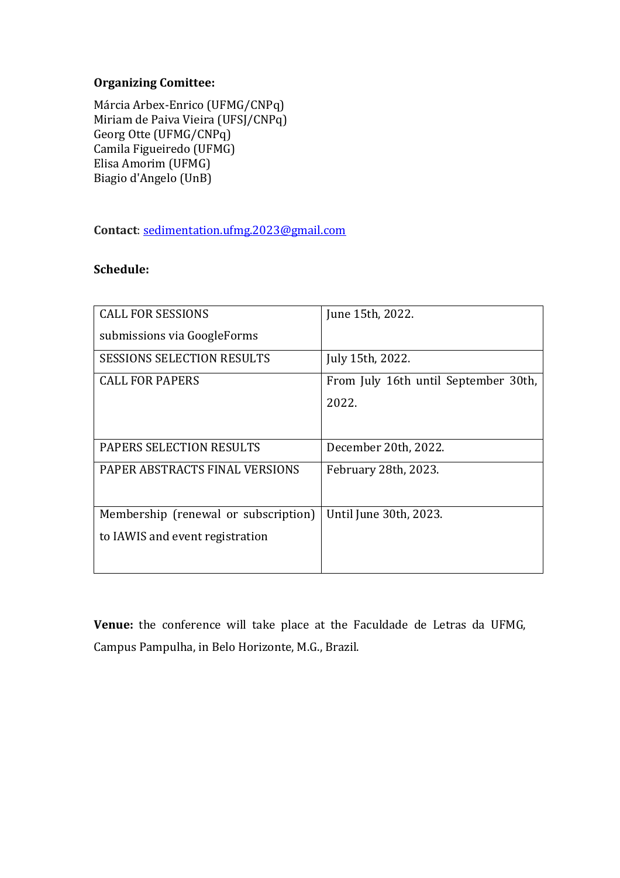**Organizing Comittee:**

Márcia Arbex-Enrico (UFMG/CNPq)
Miriam de Paiva Vieira (UFSJ/CNPq)
Georg Otte (UFMG/CNPq)
Camila Figueiredo (UFMG)
Elisa Amorim (UFMG)
Biagio d'Angelo (UnB)

**Contact**: sedimentation.ufmg.2023@gmail.com

**Schedule:**

| | |
|---|---|
| CALL FOR SESSIONS submissions via GoogleForms | June 15th, 2022. |
| SESSIONS SELECTION RESULTS | July 15th, 2022. |
| CALL FOR PAPERS | From July 16th until September 30th, 2022. |
| PAPERS SELECTION RESULTS | December 20th, 2022. |
| PAPER ABSTRACTS FINAL VERSIONS | February 28th, 2023. |
| Membership (renewal or subscription) to IAWIS and event registration | Until June 30th, 2023. |

**Venue:** the conference will take place at the Faculdade de Letras da UFMG, Campus Pampulha, in Belo Horizonte, M.G., Brazil.